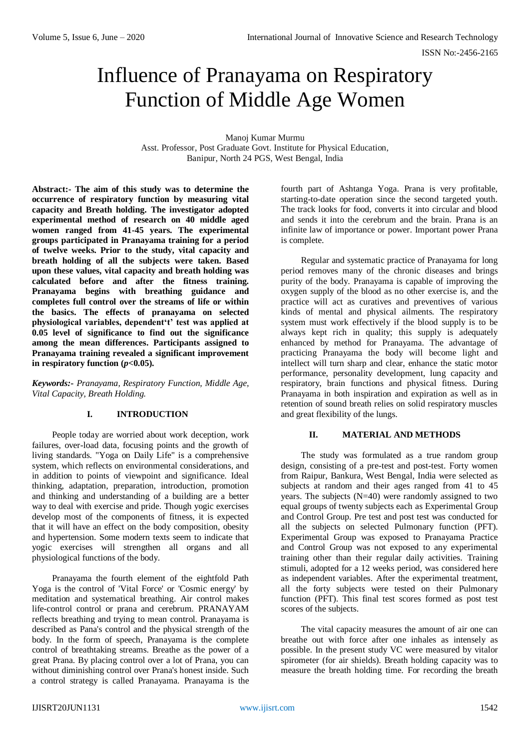# Influence of Pranayama on Respiratory Function of Middle Age Women

Manoj Kumar Murmu
Asst. Professor, Post Graduate Govt. Institute for Physical Education,
Banipur, North 24 PGS, West Bengal, India

**Abstract:- The aim of this study was to determine the occurrence of respiratory function by measuring vital capacity and Breath holding. The investigator adopted experimental method of research on 40 middle aged women ranged from 41-45 years. The experimental groups participated in Pranayama training for a period of twelve weeks. Prior to the study, vital capacity and breath holding of all the subjects were taken. Based upon these values, vital capacity and breath holding was calculated before and after the fitness training. Pranayama begins with breathing guidance and completes full control over the streams of life or within the basics. The effects of pranayama on selected physiological variables, dependent't' test was applied at 0.05 level of significance to find out the significance among the mean differences. Participants assigned to Pranayama training revealed a significant improvement in respiratory function (*p*<0.05).**

***Keywords:-*** *Pranayama, Respiratory Function, Middle Age, Vital Capacity, Breath Holding.*

## I. INTRODUCTION

People today are worried about work deception, work failures, over-load data, focusing points and the growth of living standards. "Yoga on Daily Life" is a comprehensive system, which reflects on environmental considerations, and in addition to points of viewpoint and significance. Ideal thinking, adaptation, preparation, introduction, promotion and thinking and understanding of a building are a better way to deal with exercise and pride. Though yogic exercises develop most of the components of fitness, it is expected that it will have an effect on the body composition, obesity and hypertension. Some modern texts seem to indicate that yogic exercises will strengthen all organs and all physiological functions of the body.

Pranayama the fourth element of the eightfold Path Yoga is the control of 'Vital Force' or 'Cosmic energy' by meditation and systematical breathing. Air control makes life-control control or prana and cerebrum. PRANAYAM reflects breathing and trying to mean control. Pranayama is described as Pana's control and the physical strength of the body. In the form of speech, Pranayama is the complete control of breathtaking streams. Breathe as the power of a great Prana. By placing control over a lot of Prana, you can without diminishing control over Prana's honest inside. Such a control strategy is called Pranayama. Pranayama is the fourth part of Ashtanga Yoga. Prana is very profitable, starting-to-date operation since the second targeted youth. The track looks for food, converts it into circular and blood and sends it into the cerebrum and the brain. Prana is an infinite law of importance or power. Important power Prana is complete.

Regular and systematic practice of Pranayama for long period removes many of the chronic diseases and brings purity of the body. Pranayama is capable of improving the oxygen supply of the blood as no other exercise is, and the practice will act as curatives and preventives of various kinds of mental and physical ailments. The respiratory system must work effectively if the blood supply is to be always kept rich in quality; this supply is adequately enhanced by method for Pranayama. The advantage of practicing Pranayama the body will become light and intellect will turn sharp and clear, enhance the static motor performance, personality development, lung capacity and respiratory, brain functions and physical fitness. During Pranayama in both inspiration and expiration as well as in retention of sound breath relies on solid respiratory muscles and great flexibility of the lungs.

## II. MATERIAL AND METHODS

The study was formulated as a true random group design, consisting of a pre-test and post-test. Forty women from Raipur, Bankura, West Bengal, India were selected as subjects at random and their ages ranged from 41 to 45 years. The subjects (N=40) were randomly assigned to two equal groups of twenty subjects each as Experimental Group and Control Group. Pre test and post test was conducted for all the subjects on selected Pulmonary function (PFT). Experimental Group was exposed to Pranayama Practice and Control Group was not exposed to any experimental training other than their regular daily activities. Training stimuli, adopted for a 12 weeks period, was considered here as independent variables. After the experimental treatment, all the forty subjects were tested on their Pulmonary function (PFT). This final test scores formed as post test scores of the subjects.

The vital capacity measures the amount of air one can breathe out with force after one inhales as intensely as possible. In the present study VC were measured by vitalor spirometer (for air shields). Breath holding capacity was to measure the breath holding time. For recording the breath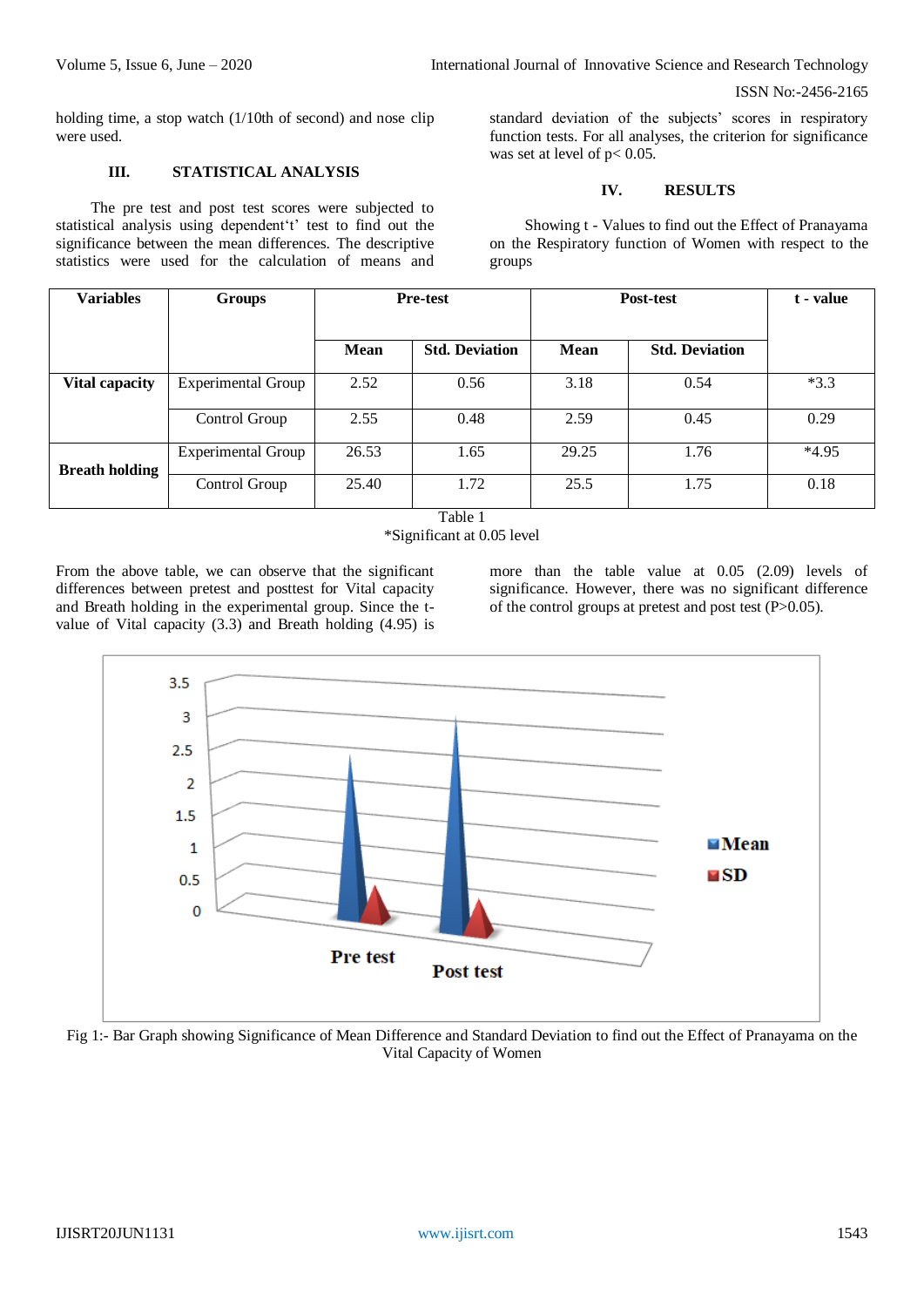holding time, a stop watch (1/10th of second) and nose clip were used.

## III. STATISTICAL ANALYSIS

The pre test and post test scores were subjected to statistical analysis using dependent't' test to find out the significance between the mean differences. The descriptive statistics were used for the calculation of means and standard deviation of the subjects' scores in respiratory function tests. For all analyses, the criterion for significance was set at level of $p < 0.05$.

## IV. RESULTS

Showing t - Values to find out the Effect of Pranayama on the Respiratory function of Women with respect to the groups

| Variables | Groups | Pre-test | | Post-test | | t - value |
|---|---|---|---|---|---|---|
| | | Mean | Std. Deviation | Mean | Std. Deviation | |
| Vital capacity | Experimental Group | 2.52 | 0.56 | 3.18 | 0.54 | *3.3 |
| | Control Group | 2.55 | 0.48 | 2.59 | 0.45 | 0.29 |
| Breath holding | Experimental Group | 26.53 | 1.65 | 29.25 | 1.76 | *4.95 |
| | Control Group | 25.40 | 1.72 | 25.5 | 1.75 | 0.18 |

Table 1
*Significant at 0.05 level

From the above table, we can observe that the significant differences between pretest and posttest for Vital capacity and Breath holding in the experimental group. Since the t-value of Vital capacity (3.3) and Breath holding (4.95) is more than the table value at 0.05 (2.09) levels of significance. However, there was no significant difference of the control groups at pretest and post test ($P > 0.05$).

Fig 1:- Bar Graph showing Significance of Mean Difference and Standard Deviation to find out the Effect of Pranayama on the Vital Capacity of Women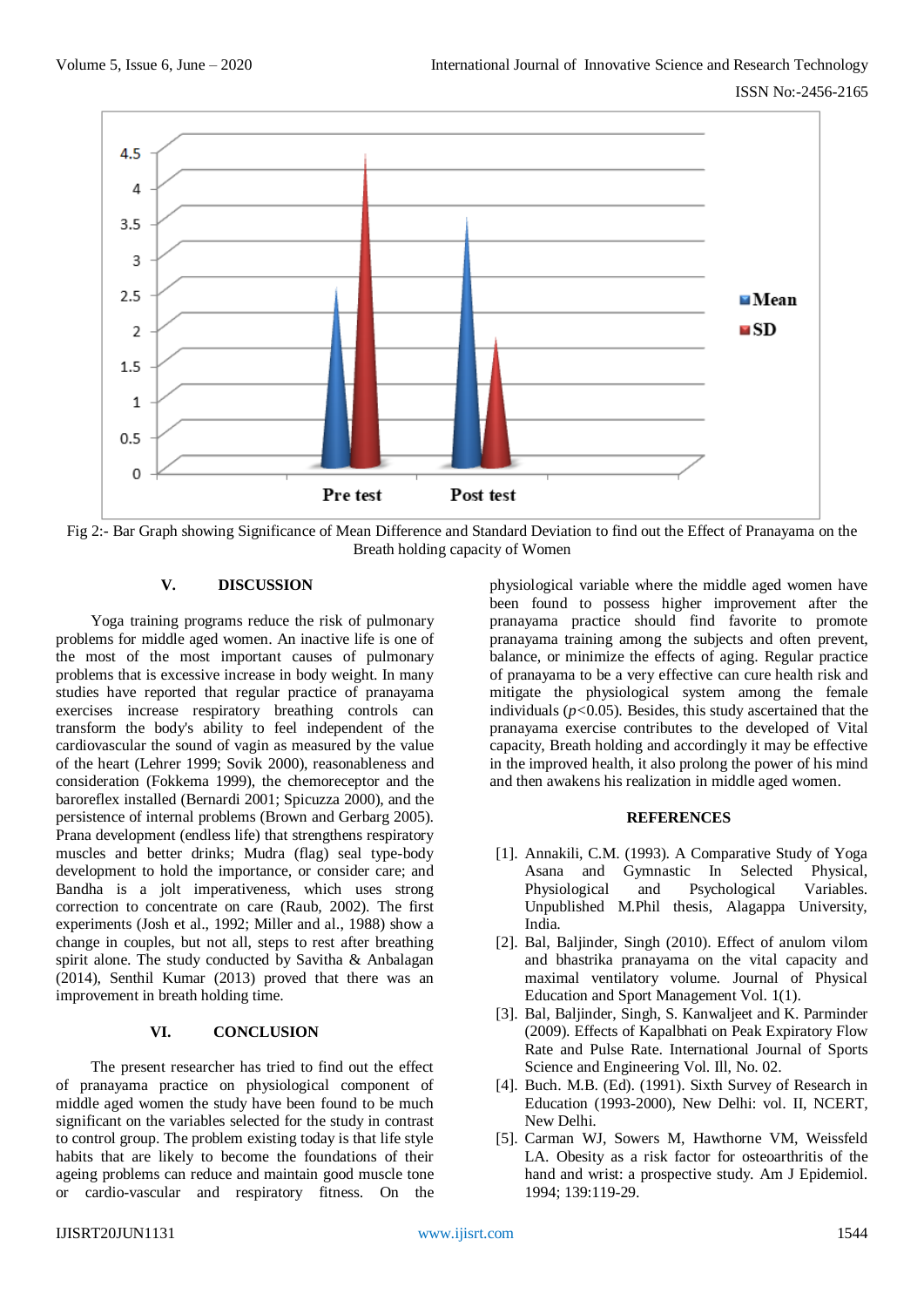Fig 2:- Bar Graph showing Significance of Mean Difference and Standard Deviation to find out the Effect of Pranayama on the Breath holding capacity of Women

## V. DISCUSSION

Yoga training programs reduce the risk of pulmonary problems for middle aged women. An inactive life is one of the most of the most important causes of pulmonary problems that is excessive increase in body weight. In many studies have reported that regular practice of pranayama exercises increase respiratory breathing controls can transform the body's ability to feel independent of the cardiovascular the sound of vagin as measured by the value of the heart (Lehrer 1999; Sovik 2000), reasonableness and consideration (Fokkema 1999), the chemoreceptor and the baroreflex installed (Bernardi 2001; Spicuzza 2000), and the persistence of internal problems (Brown and Gerbarg 2005). Prana development (endless life) that strengthens respiratory muscles and better drinks; Mudra (flag) seal type-body development to hold the importance, or consider care; and Bandha is a jolt imperativeness, which uses strong correction to concentrate on care (Raub, 2002). The first experiments (Josh et al., 1992; Miller and al., 1988) show a change in couples, but not all, steps to rest after breathing spirit alone. The study conducted by Savitha & Anbalagan (2014), Senthil Kumar (2013) proved that there was an improvement in breath holding time.

## VI. CONCLUSION

The present researcher has tried to find out the effect of pranayama practice on physiological component of middle aged women the study have been found to be much significant on the variables selected for the study in contrast to control group. The problem existing today is that life style habits that are likely to become the foundations of their ageing problems can reduce and maintain good muscle tone or cardio-vascular and respiratory fitness. On the physiological variable where the middle aged women have been found to possess higher improvement after the pranayama practice should find favorite to promote pranayama training among the subjects and often prevent, balance, or minimize the effects of aging. Regular practice of pranayama to be a very effective can cure health risk and mitigate the physiological system among the female individuals ($p<0.05$). Besides, this study ascertained that the pranayama exercise contributes to the developed of Vital capacity, Breath holding and accordingly it may be effective in the improved health, it also prolong the power of his mind and then awakens his realization in middle aged women.

## REFERENCES

[1]. Annakili, C.M. (1993). A Comparative Study of Yoga Asana and Gymnastic In Selected Physical, Physiological and Psychological Variables. Unpublished M.Phil thesis, Alagappa University, India.

[2]. Bal, Baljinder, Singh (2010). Effect of anulom vilom and bhastrika pranayama on the vital capacity and maximal ventilatory volume. Journal of Physical Education and Sport Management Vol. 1(1).

[3]. Bal, Baljinder, Singh, S. Kanwaljeet and K. Parminder (2009). Effects of Kapalbhati on Peak Expiratory Flow Rate and Pulse Rate. International Journal of Sports Science and Engineering Vol. Ill, No. 02.

[4]. Buch. M.B. (Ed). (1991). Sixth Survey of Research in Education (1993-2000), New Delhi: vol. II, NCERT, New Delhi.

[5]. Carman WJ, Sowers M, Hawthorne VM, Weissfeld LA. Obesity as a risk factor for osteoarthritis of the hand and wrist: a prospective study. Am J Epidemiol. 1994; 139:119-29.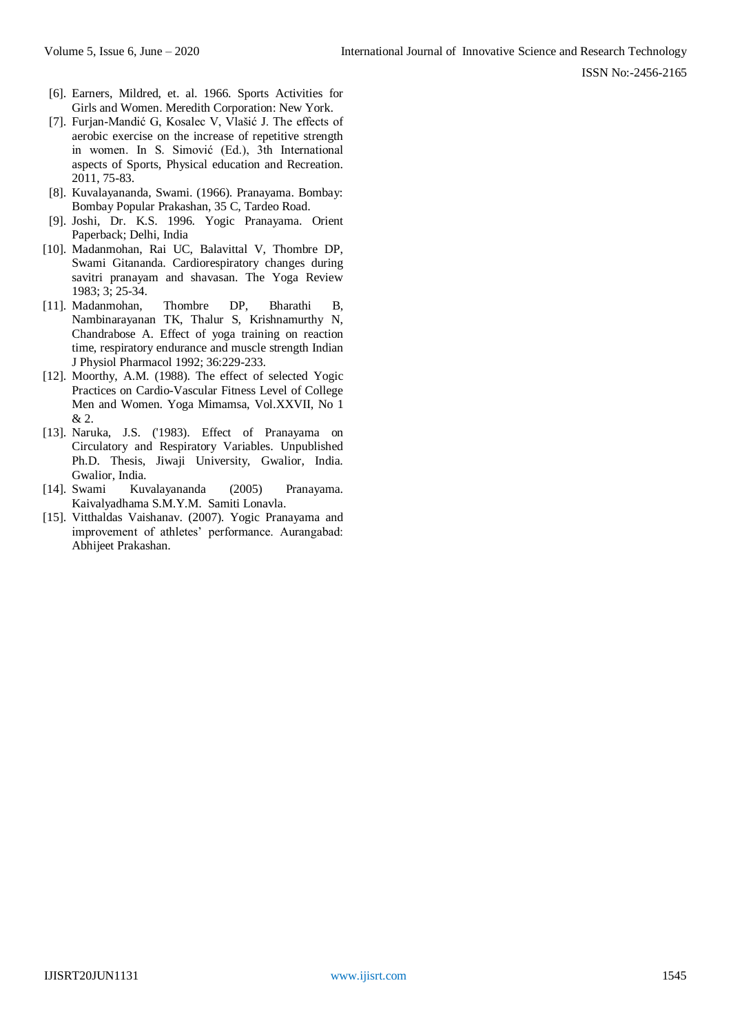[6]. Earners, Mildred, et. al. 1966. Sports Activities for Girls and Women. Meredith Corporation: New York.

[7]. Furjan-Mandić G, Kosalec V, Vlašić J. The effects of aerobic exercise on the increase of repetitive strength in women. In S. Simović (Ed.), 3th International aspects of Sports, Physical education and Recreation. 2011, 75-83.

[8]. Kuvalayananda, Swami. (1966). Pranayama. Bombay: Bombay Popular Prakashan, 35 C, Tardeo Road.

[9]. Joshi, Dr. K.S. 1996. Yogic Pranayama. Orient Paperback; Delhi, India

[10]. Madanmohan, Rai UC, Balavittal V, Thombre DP, Swami Gitananda. Cardiorespiratory changes during savitri pranayam and shavasan. The Yoga Review 1983; 3; 25-34.

[11]. Madanmohan, Thombre DP, Bharathi B, Nambinarayanan TK, Thalur S, Krishnamurthy N, Chandrabose A. Effect of yoga training on reaction time, respiratory endurance and muscle strength Indian J Physiol Pharmacol 1992; 36:229-233.

[12]. Moorthy, A.M. (1988). The effect of selected Yogic Practices on Cardio-Vascular Fitness Level of College Men and Women. Yoga Mimamsa, Vol.XXVII, No 1 & 2.

[13]. Naruka, J.S. ('1983). Effect of Pranayama on Circulatory and Respiratory Variables. Unpublished Ph.D. Thesis, Jiwaji University, Gwalior, India. Gwalior, India.

[14]. Swami Kuvalayananda (2005) Pranayama. Kaivalyadhama S.M.Y.M. Samiti Lonavla.

[15]. Vitthaldas Vaishanav. (2007). Yogic Pranayama and improvement of athletes' performance. Aurangabad: Abhijeet Prakashan.